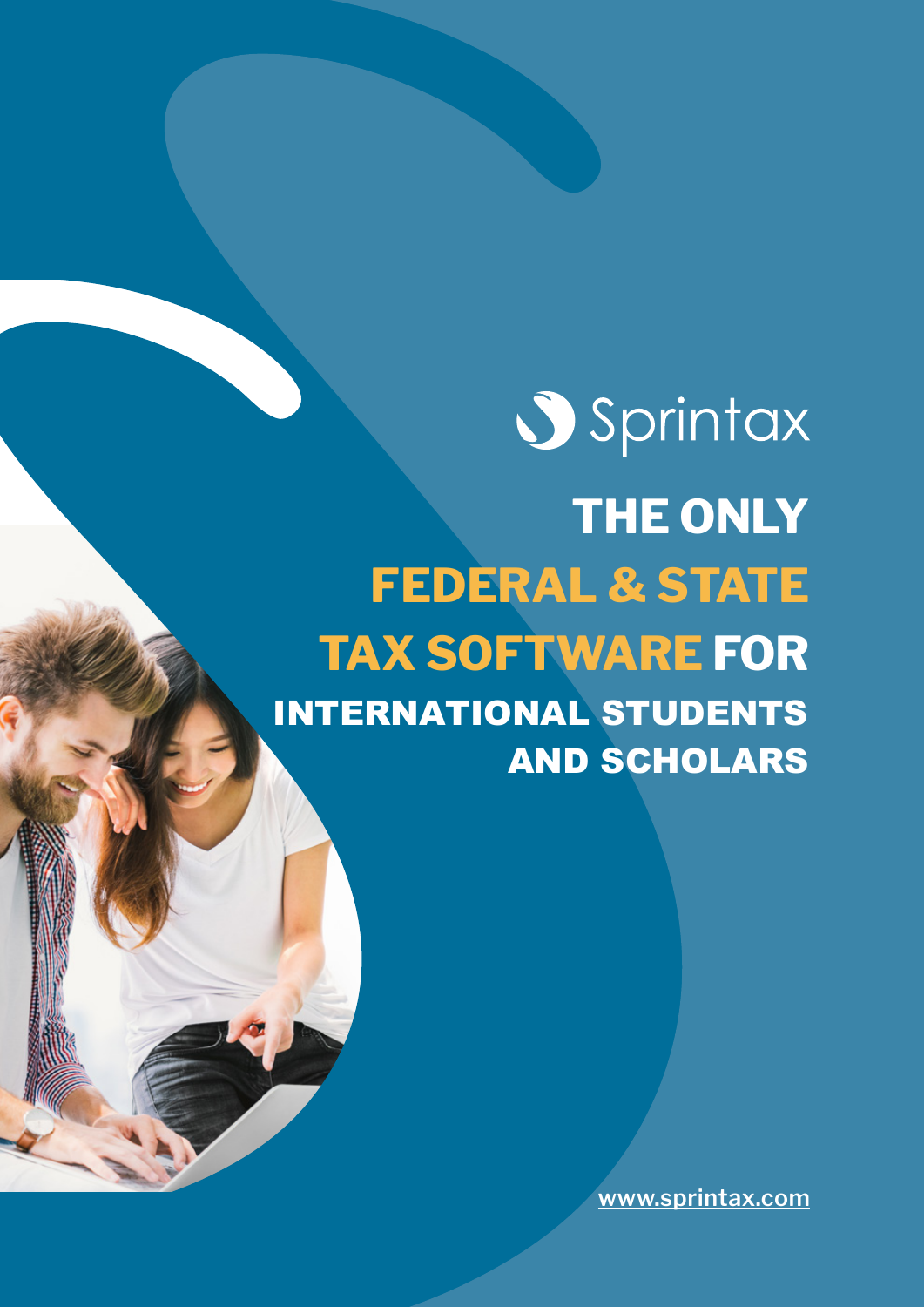Sprintax

# THE ONLY FEDERAL & STATE TAX SOFTWARE FOR INTERNATIONAL STUDENTS AND SCHOLARS

www.sprintax.com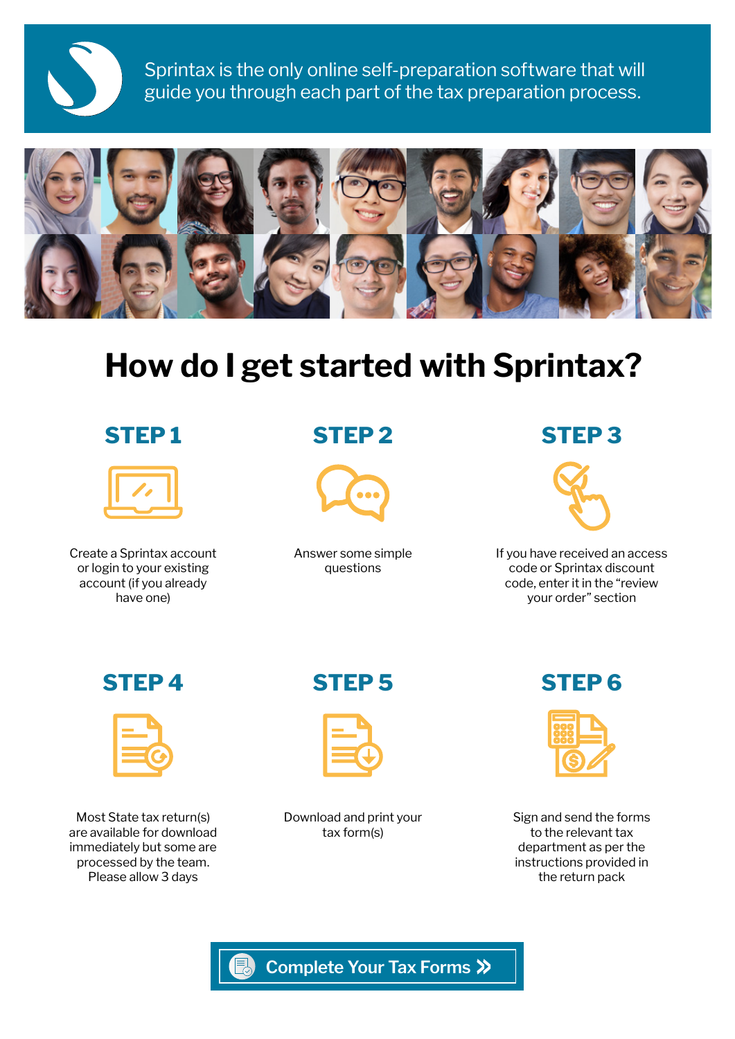Sprintax is the only online self-preparation software that will guide you through each part of the tax preparation process.

# How do I get started with Sprintax?

## STEP 1

Create a Sprintax account or login to your existing account (if you already have one)

## STEP 2

Answer some simple questions

## STEP 3

If you have received an access code or Sprintax discount code, enter it in the "review your order" section

## STEP 4

Most State tax return(s) are available for download immediately but some are processed by the team. Please allow 3 days

## STEP 5

Download and print your tax form(s)

## STEP 6

Sign and send the forms to the relevant tax department as per the instructions provided in the return pack

**Complete Your Tax Forms »**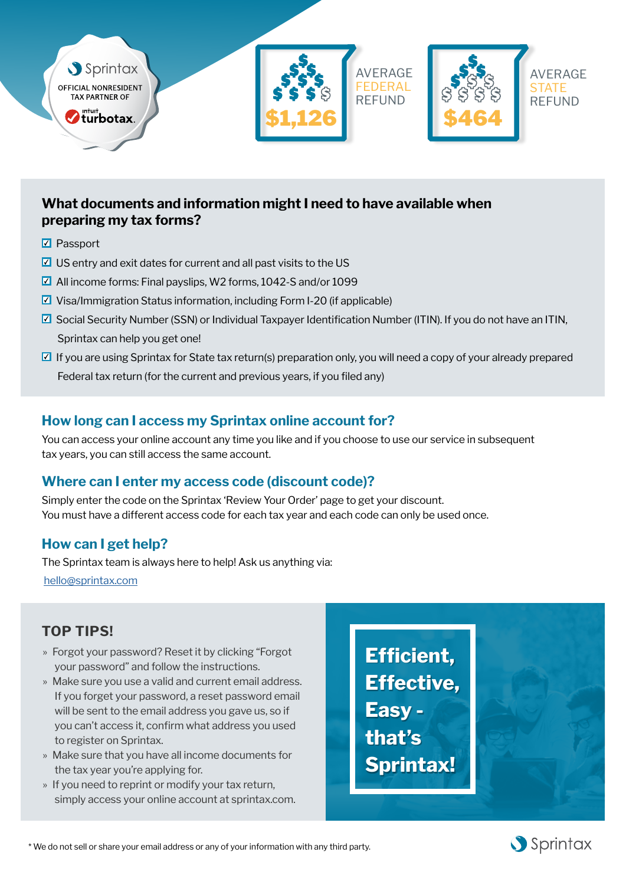Sprintax OFFICIAL NONRESIDENT TAX PARTNER OF turbotax.

$1,126 AVERAGE FEDERAL REFUND

$464 AVERAGE STATE REFUND

## What documents and information might I need to have available when preparing my tax forms?

- ☑ Passport
- ☑ US entry and exit dates for current and all past visits to the US
- ☑ All income forms: Final payslips, W2 forms, 1042-S and/or 1099
- ☑ Visa/Immigration Status information, including Form I-20 (if applicable)
- ☑ Social Security Number (SSN) or Individual Taxpayer Identification Number (ITIN). If you do not have an ITIN, Sprintax can help you get one!
- ☑ If you are using Sprintax for State tax return(s) preparation only, you will need a copy of your already prepared Federal tax return (for the current and previous years, if you filed any)

## How long can I access my Sprintax online account for?

You can access your online account any time you like and if you choose to use our service in subsequent tax years, you can still access the same account.

## Where can I enter my access code (discount code)?

Simply enter the code on the Sprintax 'Review Your Order' page to get your discount.
You must have a different access code for each tax year and each code can only be used once.

## How can I get help?

The Sprintax team is always here to help! Ask us anything via:
hello@sprintax.com

## TOP TIPS!

- Forgot your password? Reset it by clicking "Forgot your password" and follow the instructions.
- Make sure you use a valid and current email address. If you forget your password, a reset password email will be sent to the email address you gave us, so if you can't access it, confirm what address you used to register on Sprintax.
- Make sure that you have all income documents for the tax year you're applying for.
- If you need to reprint or modify your tax return, simply access your online account at sprintax.com.

**Efficient, Effective, Easy - that's Sprintax!**

* We do not sell or share your email address or any of your information with any third party.

Sprintax